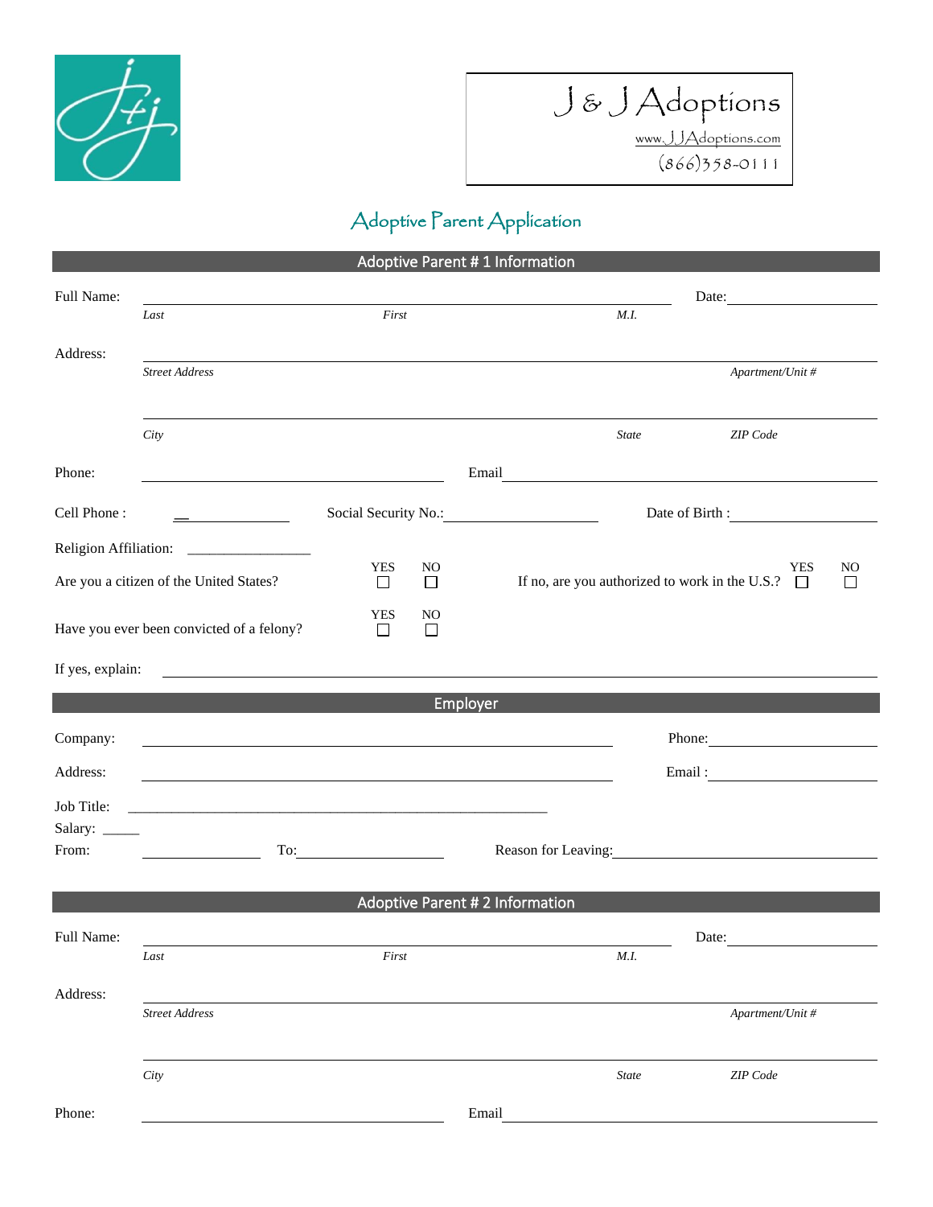J & J Adoptions
www.JJAdoptions.com
(866)358-0111

# Adoptive Parent Application

## Adoptive Parent # 1 Information

Full Name: ______________________________________________ Date: ____________

*Last* *First* *M.I.*

Address: ______________________________________________

*Street Address* *Apartment/Unit #*

______________________________________________

*City* *State* *ZIP Code*

Phone: ______________________ Email ______________________

Cell Phone : __ ____________ Social Security No.: ______________ Date of Birth : ____________

Religion Affiliation: ________________

Are you a citizen of the United States? YES ☐ NO ☐ If no, are you authorized to work in the U.S.? YES ☐ NO ☐

Have you ever been convicted of a felony? YES ☐ NO ☐

If yes, explain: ______________________________________________

## Employer

Company: ______________________________ Phone: ____________

Address: ______________________________ Email : ____________

Job Title: ______________________________

Salary: _____

From: ____________ To: ____________ Reason for Leaving: ____________

## Adoptive Parent # 2 Information

Full Name: ______________________________________________ Date: ____________

*Last* *First* *M.I.*

Address: ______________________________________________

*Street Address* *Apartment/Unit #*

______________________________________________

*City* *State* *ZIP Code*

Phone: ______________________ Email ______________________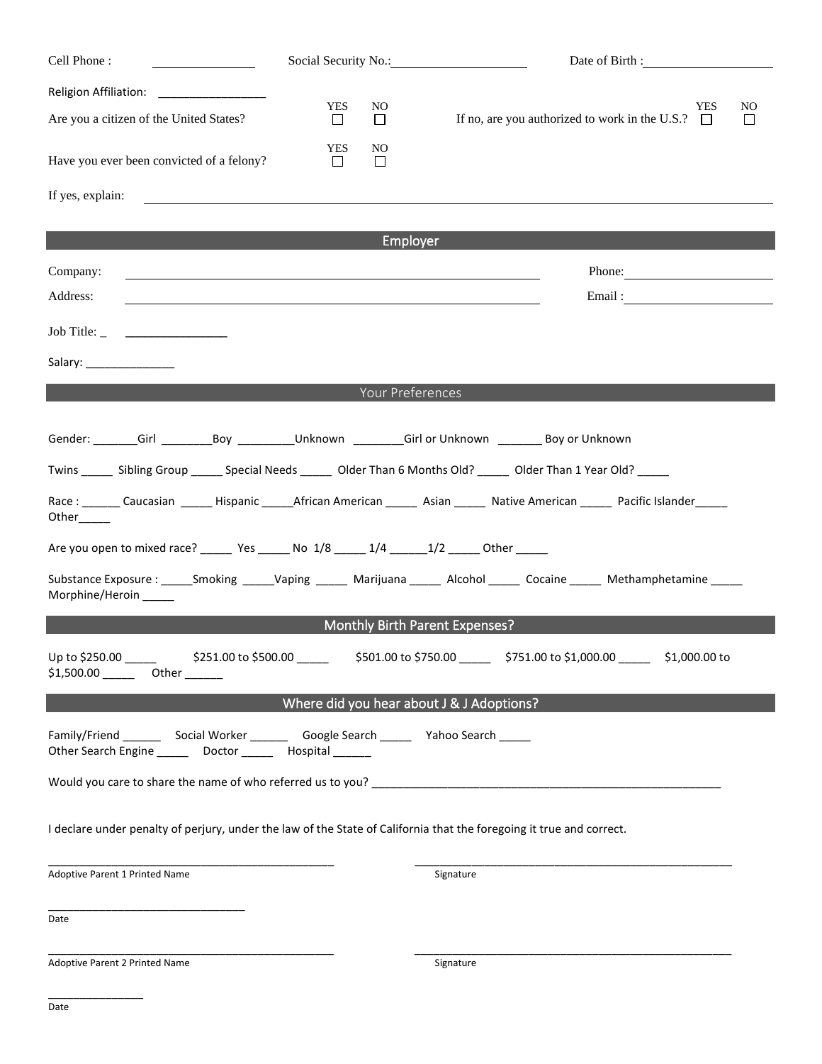Cell Phone : _______________ Social Security No.: ____________________ Date of Birth : ____________________

Religion Affiliation: _________________

Are you a citizen of the United States? YES ☐ NO ☐ If no, are you authorized to work in the U.S.? YES ☐ NO ☐

Have you ever been convicted of a felony? YES ☐ NO ☐

If yes, explain: ________________________________________________________________

## Employer

Company: ________________________________________ Phone: ____________________

Address: ________________________________________ Email : ____________________

Job Title: _ ________________

Salary: ______________

## Your Preferences

Gender: _______Girl ________Boy _________Unknown ________Girl or Unknown _______ Boy or Unknown

Twins _____ Sibling Group _____ Special Needs _____ Older Than 6 Months Old? _____ Older Than 1 Year Old? _____

Race : ______ Caucasian _____ Hispanic _____African American _____ Asian _____ Native American _____ Pacific Islander_____ Other_____

Are you open to mixed race? _____ Yes _____ No 1/8 _____ 1/4 ______1/2 _____ Other _____

Substance Exposure : _____Smoking _____Vaping _____ Marijuana _____ Alcohol _____ Cocaine _____ Methamphetamine _____ Morphine/Heroin _____

## Monthly Birth Parent Expenses?

Up to $250.00 _____ $251.00 to $500.00 _____ $501.00 to $750.00 _____ $751.00 to $1,000.00 _____ $1,000.00 to $1,500.00 _____ Other ______

## Where did you hear about J & J Adoptions?

Family/Friend ______ Social Worker ______ Google Search _____ Yahoo Search _____
Other Search Engine _____ Doctor _____ Hospital ______

Would you care to share the name of who referred us to you? ________________________________________________________

I declare under penalty of perjury, under the law of the State of California that the foregoing it true and correct.

______________________________________________ ____________________________________________________
Adoptive Parent 1 Printed Name Signature

________________________________
Date

______________________________________________ ____________________________________________________
Adoptive Parent 2 Printed Name Signature

________________
Date